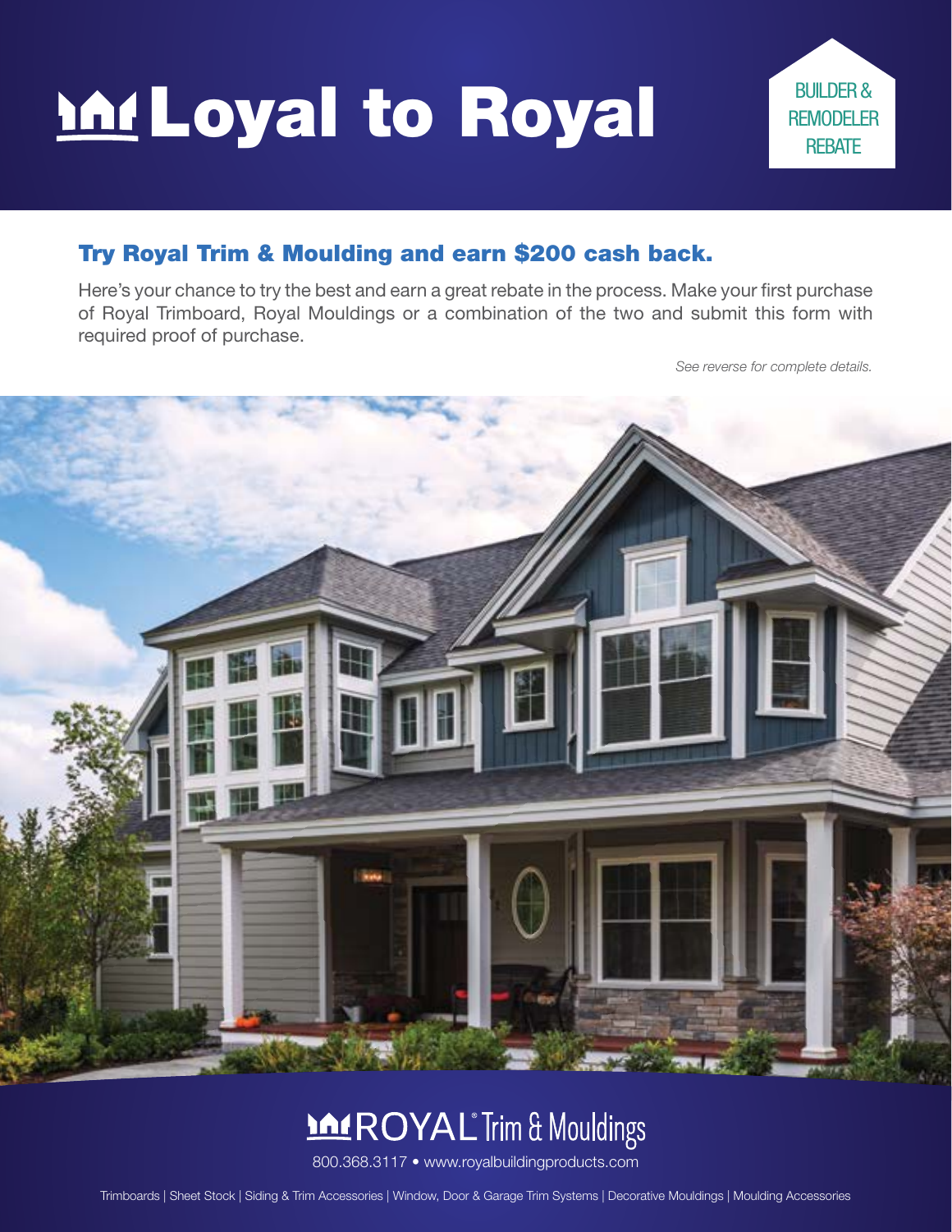# Loyal to Royal

BUILDER & REMODELER REBATE

## Try Royal Trim & Moulding and earn $200 cash back.

Here's your chance to try the best and earn a great rebate in the process. Make your first purchase of Royal Trimboard, Royal Mouldings or a combination of the two and submit this form with required proof of purchase.

*See reverse for complete details.*

ROYAL® Trim & Mouldings

800.368.3117 • www.royalbuildingproducts.com

Trimboards | Sheet Stock | Siding & Trim Accessories | Window, Door & Garage Trim Systems | Decorative Mouldings | Moulding Accessories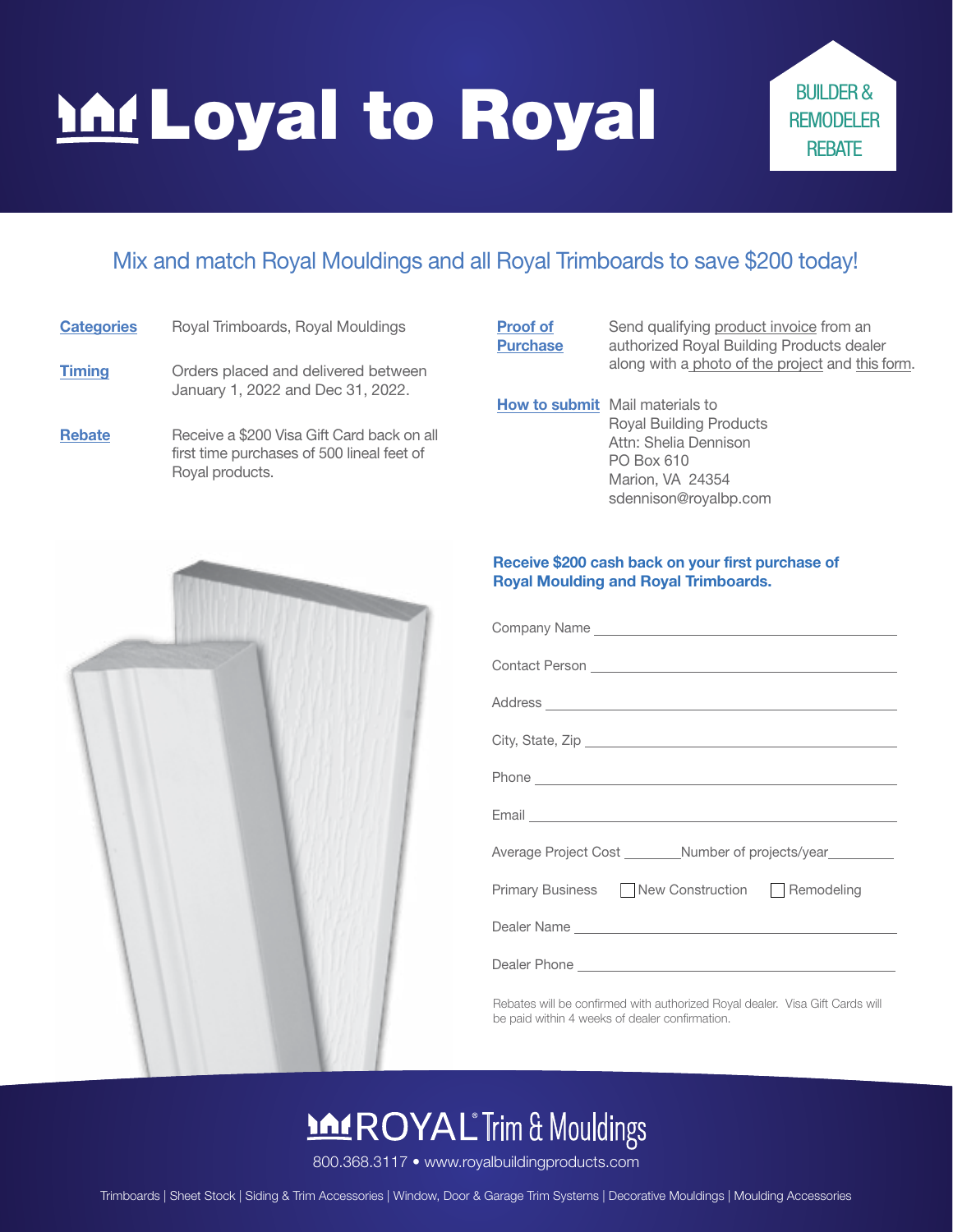# Loyal to Royal

BUILDER & REMODELER REBATE

## Mix and match Royal Mouldings and all Royal Trimboards to save $200 today!

**Categories** Royal Trimboards, Royal Mouldings

**Timing** Orders placed and delivered between January 1, 2022 and Dec 31, 2022.

**Rebate** Receive a $200 Visa Gift Card back on all first time purchases of 500 lineal feet of Royal products.

**Proof of Purchase** Send qualifying product invoice from an authorized Royal Building Products dealer along with a photo of the project and this form.

**How to submit** Mail materials to
Royal Building Products
Attn: Shelia Dennison
PO Box 610
Marion, VA 24354
sdennison@royalbp.com

### Receive $200 cash back on your first purchase of Royal Moulding and Royal Trimboards.

Company Name ______________________________

Contact Person ______________________________

Address ______________________________

City, State, Zip ______________________________

Phone ______________________________

Email ______________________________

Average Project Cost ________ Number of projects/year ________

Primary Business ☐ New Construction ☐ Remodeling

Dealer Name ______________________________

Dealer Phone ______________________________

Rebates will be confirmed with authorized Royal dealer. Visa Gift Cards will be paid within 4 weeks of dealer confirmation.

ROYAL® Trim & Mouldings

800.368.3117 • www.royalbuildingproducts.com

Trimboards | Sheet Stock | Siding & Trim Accessories | Window, Door & Garage Trim Systems | Decorative Mouldings | Moulding Accessories